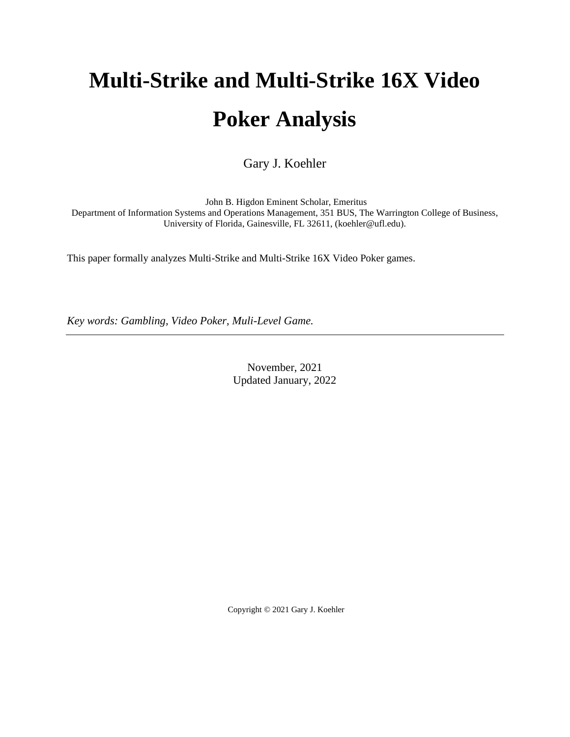# Multi-Strike and Multi-Strike 16X Video Poker Analysis

Gary J. Koehler

John B. Higdon Eminent Scholar, Emeritus
Department of Information Systems and Operations Management, 351 BUS, The Warrington College of Business, University of Florida, Gainesville, FL 32611, (koehler@ufl.edu).

This paper formally analyzes Multi-Strike and Multi-Strike 16X Video Poker games.

*Key words: Gambling, Video Poker, Muli-Level Game.*

---

November, 2021
Updated January, 2022

Copyright © 2021 Gary J. Koehler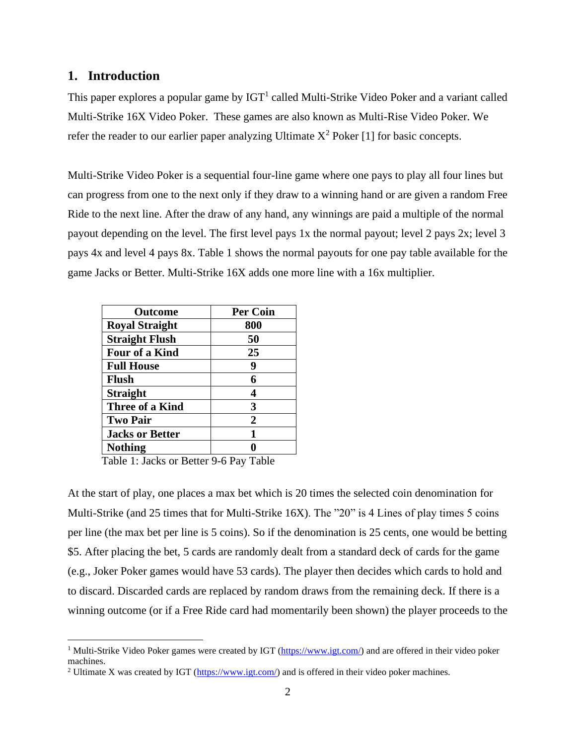## 1. Introduction

This paper explores a popular game by IGT[1] called Multi-Strike Video Poker and a variant called Multi-Strike 16X Video Poker. These games are also known as Multi-Rise Video Poker. We refer the reader to our earlier paper analyzing Ultimate $X^2$ Poker [1] for basic concepts.

Multi-Strike Video Poker is a sequential four-line game where one pays to play all four lines but can progress from one to the next only if they draw to a winning hand or are given a random Free Ride to the next line. After the draw of any hand, any winnings are paid a multiple of the normal payout depending on the level. The first level pays 1x the normal payout; level 2 pays 2x; level 3 pays 4x and level 4 pays 8x. Table 1 shows the normal payouts for one pay table available for the game Jacks or Better. Multi-Strike 16X adds one more line with a 16x multiplier.

| Outcome | Per Coin |
|---|---|
| **Royal Straight** | **800** |
| **Straight Flush** | **50** |
| **Four of a Kind** | **25** |
| **Full House** | **9** |
| **Flush** | **6** |
| **Straight** | **4** |
| **Three of a Kind** | **3** |
| **Two Pair** | **2** |
| **Jacks or Better** | **1** |
| **Nothing** | **0** |

Table 1: Jacks or Better 9-6 Pay Table

At the start of play, one places a max bet which is 20 times the selected coin denomination for Multi-Strike (and 25 times that for Multi-Strike 16X). The "20" is 4 Lines of play times 5 coins per line (the max bet per line is 5 coins). So if the denomination is 25 cents, one would be betting \$5. After placing the bet, 5 cards are randomly dealt from a standard deck of cards for the game (e.g., Joker Poker games would have 53 cards). The player then decides which cards to hold and to discard. Discarded cards are replaced by random draws from the remaining deck. If there is a winning outcome (or if a Free Ride card had momentarily been shown) the player proceeds to the

[1] Multi-Strike Video Poker games were created by IGT (https://www.igt.com/) and are offered in their video poker machines.

[2] Ultimate X was created by IGT (https://www.igt.com/) and is offered in their video poker machines.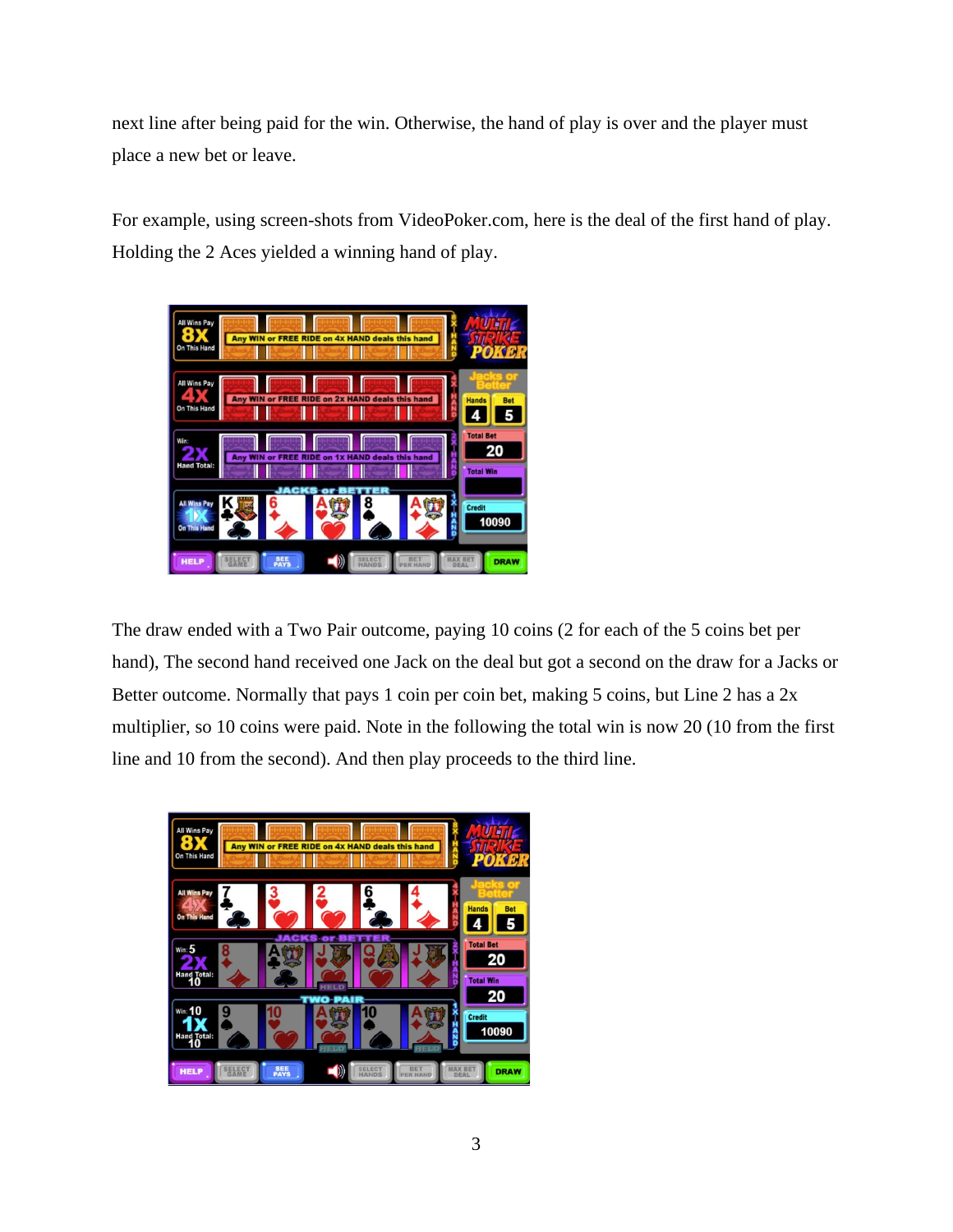next line after being paid for the win. Otherwise, the hand of play is over and the player must place a new bet or leave.

For example, using screen-shots from VideoPoker.com, here is the deal of the first hand of play. Holding the 2 Aces yielded a winning hand of play.

The draw ended with a Two Pair outcome, paying 10 coins (2 for each of the 5 coins bet per hand), The second hand received one Jack on the deal but got a second on the draw for a Jacks or Better outcome. Normally that pays 1 coin per coin bet, making 5 coins, but Line 2 has a 2x multiplier, so 10 coins were paid. Note in the following the total win is now 20 (10 from the first line and 10 from the second). And then play proceeds to the third line.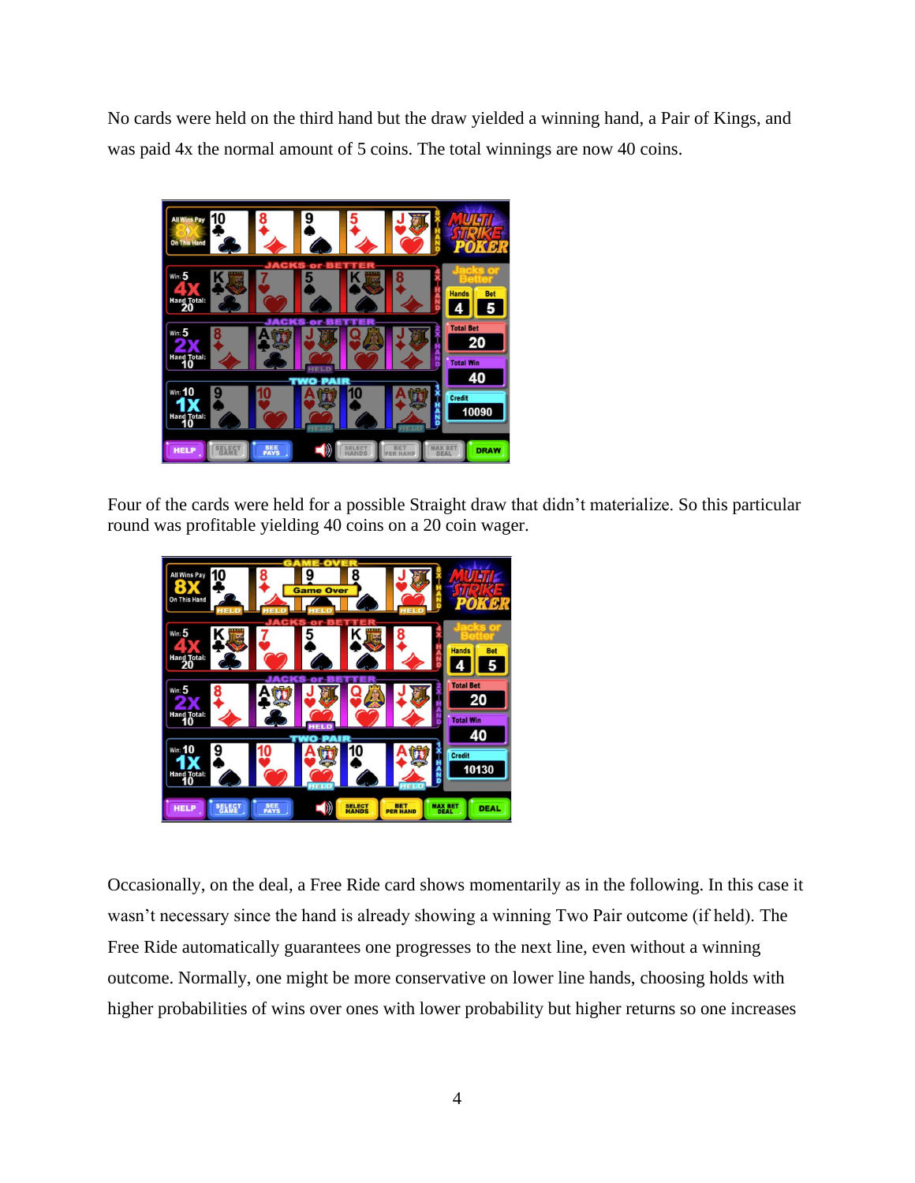No cards were held on the third hand but the draw yielded a winning hand, a Pair of Kings, and was paid 4x the normal amount of 5 coins. The total winnings are now 40 coins.

Four of the cards were held for a possible Straight draw that didn't materialize. So this particular round was profitable yielding 40 coins on a 20 coin wager.

Occasionally, on the deal, a Free Ride card shows momentarily as in the following. In this case it wasn't necessary since the hand is already showing a winning Two Pair outcome (if held). The Free Ride automatically guarantees one progresses to the next line, even without a winning outcome. Normally, one might be more conservative on lower line hands, choosing holds with higher probabilities of wins over ones with lower probability but higher returns so one increases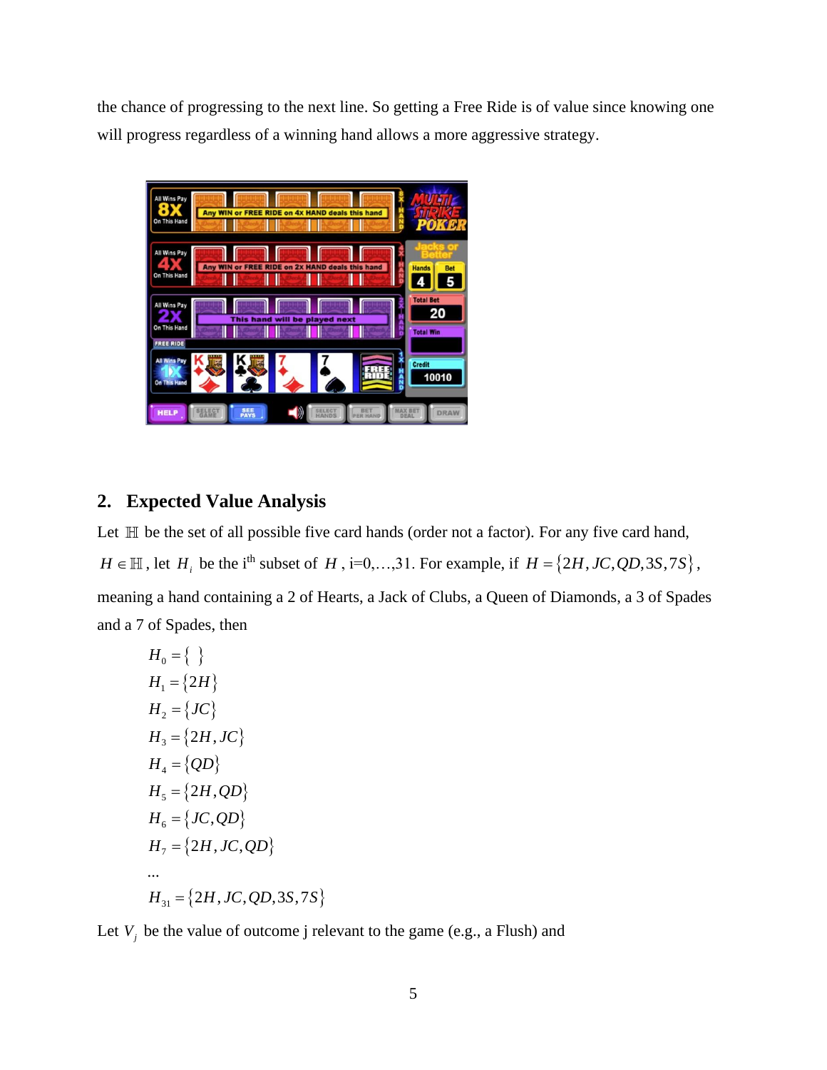the chance of progressing to the next line. So getting a Free Ride is of value since knowing one will progress regardless of a winning hand allows a more aggressive strategy.

## 2. Expected Value Analysis

Let $\mathbb{H}$ be the set of all possible five card hands (order not a factor). For any five card hand, $H \in \mathbb{H}$, let $H_i$ be the i[th] subset of $H$, i=0,…,31. For example, if $H = \{2H, JC, QD, 3S, 7S\}$, meaning a hand containing a 2 of Hearts, a Jack of Clubs, a Queen of Diamonds, a 3 of Spades and a 7 of Spades, then

$$H_0 = \{\ \}$$
$$H_1 = \{2H\}$$
$$H_2 = \{JC\}$$
$$H_3 = \{2H, JC\}$$
$$H_4 = \{QD\}$$
$$H_5 = \{2H, QD\}$$
$$H_6 = \{JC, QD\}$$
$$H_7 = \{2H, JC, QD\}$$
$$\ldots$$
$$H_{31} = \{2H, JC, QD, 3S, 7S\}$$

Let $V_j$ be the value of outcome j relevant to the game (e.g., a Flush) and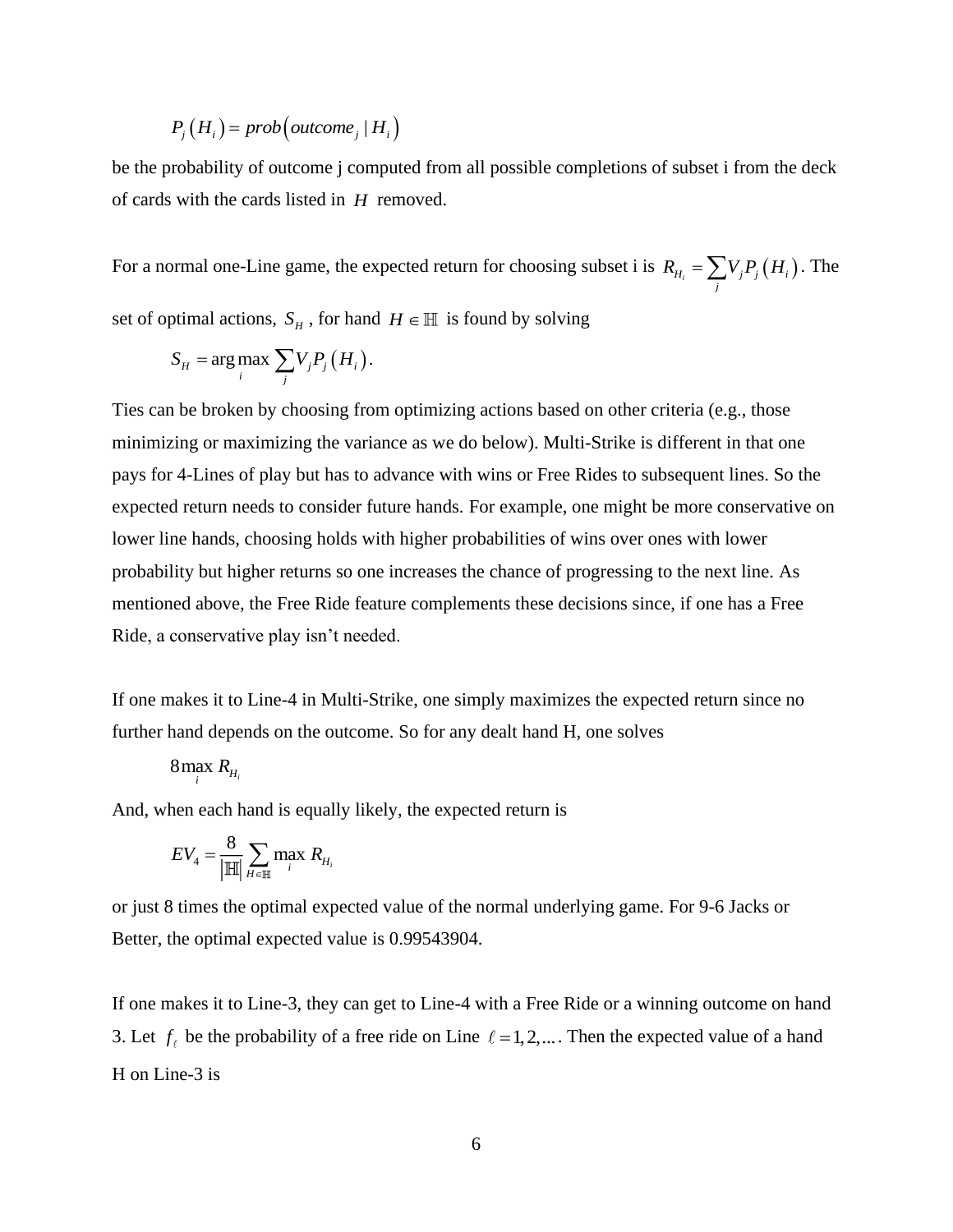$$P_j\left(H_i\right) = prob\left(outcome_j \mid H_i\right)$$

be the probability of outcome j computed from all possible completions of subset i from the deck of cards with the cards listed in $H$ removed.

For a normal one-Line game, the expected return for choosing subset i is $R_{H_i} = \sum_j V_j P_j\left(H_i\right)$. The set of optimal actions, $S_H$, for hand $H \in \mathbb{H}$ is found by solving

$$S_H = \arg\max_i \sum_j V_j P_j\left(H_i\right).$$

Ties can be broken by choosing from optimizing actions based on other criteria (e.g., those minimizing or maximizing the variance as we do below). Multi-Strike is different in that one pays for 4-Lines of play but has to advance with wins or Free Rides to subsequent lines. So the expected return needs to consider future hands. For example, one might be more conservative on lower line hands, choosing holds with higher probabilities of wins over ones with lower probability but higher returns so one increases the chance of progressing to the next line. As mentioned above, the Free Ride feature complements these decisions since, if one has a Free Ride, a conservative play isn't needed.

If one makes it to Line-4 in Multi-Strike, one simply maximizes the expected return since no further hand depends on the outcome. So for any dealt hand H, one solves

$$8 \max_i R_{H_i}$$

And, when each hand is equally likely, the expected return is

$$EV_4 = \frac{8}{\left|\mathbb{H}\right|} \sum_{H \in \mathbb{H}} \max_i R_{H_i}$$

or just 8 times the optimal expected value of the normal underlying game. For 9-6 Jacks or Better, the optimal expected value is 0.99543904.

If one makes it to Line-3, they can get to Line-4 with a Free Ride or a winning outcome on hand 3. Let $f_\ell$ be the probability of a free ride on Line $\ell = 1, 2, \ldots$. Then the expected value of a hand H on Line-3 is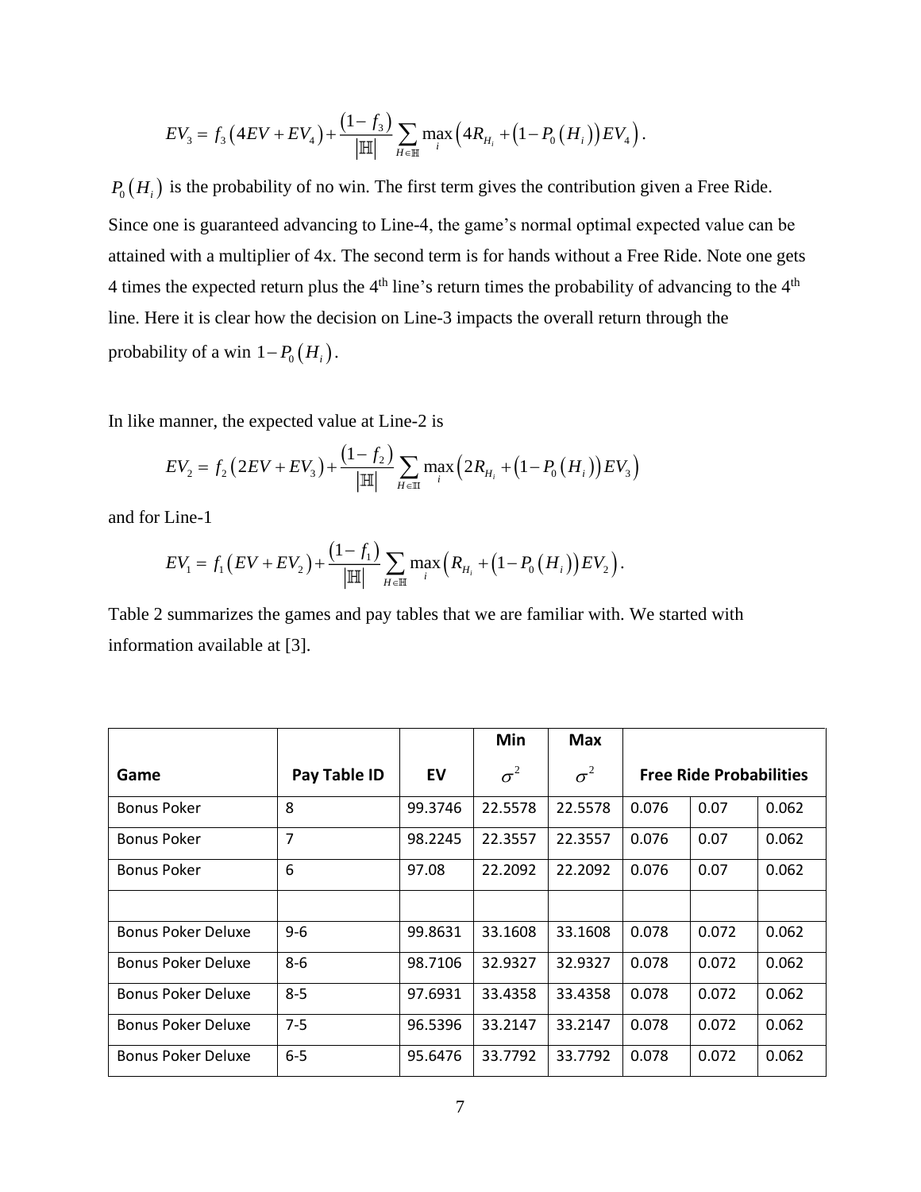$$EV_3 = f_3\left(4EV + EV_4\right) + \frac{\left(1 - f_3\right)}{\left|\mathbb{H}\right|}\sum_{H \in \mathbb{H}} \max_i\left(4R_{H_i} + \left(1 - P_0\left(H_i\right)\right)EV_4\right).$$

$P_0\left(H_i\right)$ is the probability of no win. The first term gives the contribution given a Free Ride. Since one is guaranteed advancing to Line-4, the game's normal optimal expected value can be attained with a multiplier of 4x. The second term is for hands without a Free Ride. Note one gets 4 times the expected return plus the 4th line's return times the probability of advancing to the 4th line. Here it is clear how the decision on Line-3 impacts the overall return through the probability of a win $1 - P_0\left(H_i\right)$.

In like manner, the expected value at Line-2 is

$$EV_2 = f_2\left(2EV + EV_3\right) + \frac{\left(1 - f_2\right)}{\left|\mathbb{H}\right|}\sum_{H \in \mathbb{H}} \max_i\left(2R_{H_i} + \left(1 - P_0\left(H_i\right)\right)EV_3\right)$$

and for Line-1

$$EV_1 = f_1\left(EV + EV_2\right) + \frac{\left(1 - f_1\right)}{\left|\mathbb{H}\right|}\sum_{H \in \mathbb{H}} \max_i\left(R_{H_i} + \left(1 - P_0\left(H_i\right)\right)EV_2\right).$$

Table 2 summarizes the games and pay tables that we are familiar with. We started with information available at [3].

| Game | Pay Table ID | EV | Min $\sigma^2$ | Max $\sigma^2$ | Free Ride Probabilities | | |
|---|---|---|---|---|---|---|---|
| Bonus Poker | 8 | 99.3746 | 22.5578 | 22.5578 | 0.076 | 0.07 | 0.062 |
| Bonus Poker | 7 | 98.2245 | 22.3557 | 22.3557 | 0.076 | 0.07 | 0.062 |
| Bonus Poker | 6 | 97.08 | 22.2092 | 22.2092 | 0.076 | 0.07 | 0.062 |
| | | | | | | | |
| Bonus Poker Deluxe | 9-6 | 99.8631 | 33.1608 | 33.1608 | 0.078 | 0.072 | 0.062 |
| Bonus Poker Deluxe | 8-6 | 98.7106 | 32.9327 | 32.9327 | 0.078 | 0.072 | 0.062 |
| Bonus Poker Deluxe | 8-5 | 97.6931 | 33.4358 | 33.4358 | 0.078 | 0.072 | 0.062 |
| Bonus Poker Deluxe | 7-5 | 96.5396 | 33.2147 | 33.2147 | 0.078 | 0.072 | 0.062 |
| Bonus Poker Deluxe | 6-5 | 95.6476 | 33.7792 | 33.7792 | 0.078 | 0.072 | 0.062 |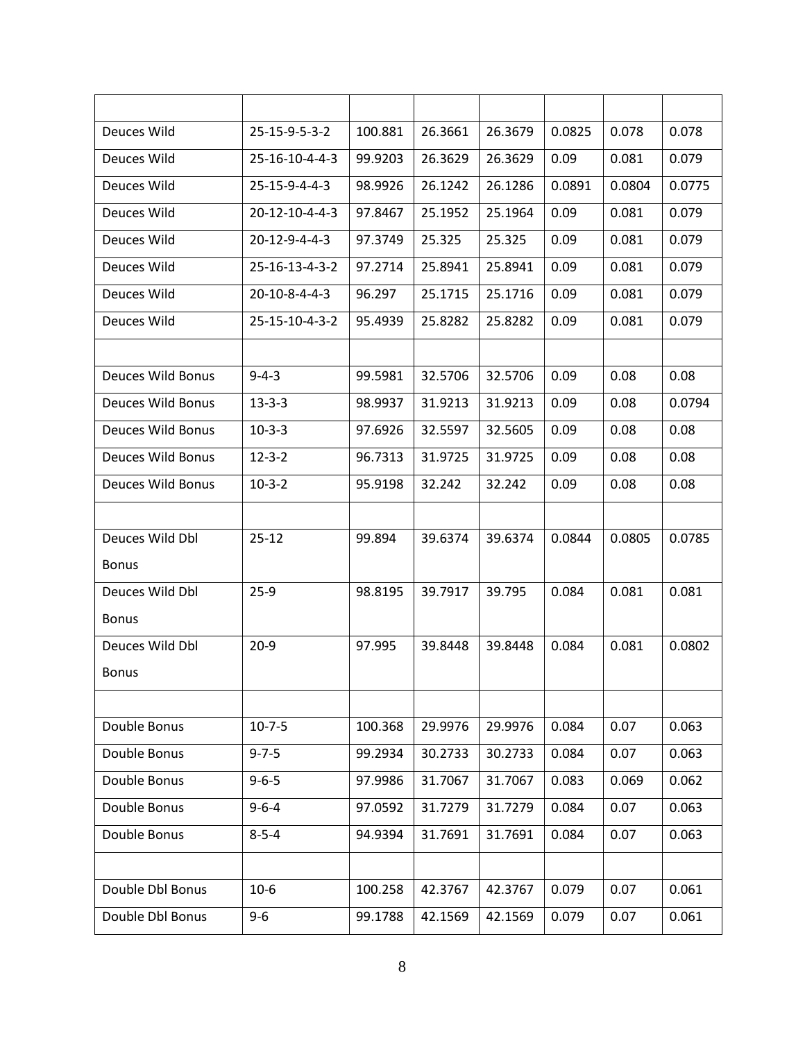| | | | | | | | |
|---|---|---|---|---|---|---|---|
| Deuces Wild | 25-15-9-5-3-2 | 100.881 | 26.3661 | 26.3679 | 0.0825 | 0.078 | 0.078 |
| Deuces Wild | 25-16-10-4-4-3 | 99.9203 | 26.3629 | 26.3629 | 0.09 | 0.081 | 0.079 |
| Deuces Wild | 25-15-9-4-4-3 | 98.9926 | 26.1242 | 26.1286 | 0.0891 | 0.0804 | 0.0775 |
| Deuces Wild | 20-12-10-4-4-3 | 97.8467 | 25.1952 | 25.1964 | 0.09 | 0.081 | 0.079 |
| Deuces Wild | 20-12-9-4-4-3 | 97.3749 | 25.325 | 25.325 | 0.09 | 0.081 | 0.079 |
| Deuces Wild | 25-16-13-4-3-2 | 97.2714 | 25.8941 | 25.8941 | 0.09 | 0.081 | 0.079 |
| Deuces Wild | 20-10-8-4-4-3 | 96.297 | 25.1715 | 25.1716 | 0.09 | 0.081 | 0.079 |
| Deuces Wild | 25-15-10-4-3-2 | 95.4939 | 25.8282 | 25.8282 | 0.09 | 0.081 | 0.079 |
| | | | | | | | |
| Deuces Wild Bonus | 9-4-3 | 99.5981 | 32.5706 | 32.5706 | 0.09 | 0.08 | 0.08 |
| Deuces Wild Bonus | 13-3-3 | 98.9937 | 31.9213 | 31.9213 | 0.09 | 0.08 | 0.0794 |
| Deuces Wild Bonus | 10-3-3 | 97.6926 | 32.5597 | 32.5605 | 0.09 | 0.08 | 0.08 |
| Deuces Wild Bonus | 12-3-2 | 96.7313 | 31.9725 | 31.9725 | 0.09 | 0.08 | 0.08 |
| Deuces Wild Bonus | 10-3-2 | 95.9198 | 32.242 | 32.242 | 0.09 | 0.08 | 0.08 |
| | | | | | | | |
| Deuces Wild Dbl Bonus | 25-12 | 99.894 | 39.6374 | 39.6374 | 0.0844 | 0.0805 | 0.0785 |
| Deuces Wild Dbl Bonus | 25-9 | 98.8195 | 39.7917 | 39.795 | 0.084 | 0.081 | 0.081 |
| Deuces Wild Dbl Bonus | 20-9 | 97.995 | 39.8448 | 39.8448 | 0.084 | 0.081 | 0.0802 |
| | | | | | | | |
| Double Bonus | 10-7-5 | 100.368 | 29.9976 | 29.9976 | 0.084 | 0.07 | 0.063 |
| Double Bonus | 9-7-5 | 99.2934 | 30.2733 | 30.2733 | 0.084 | 0.07 | 0.063 |
| Double Bonus | 9-6-5 | 97.9986 | 31.7067 | 31.7067 | 0.083 | 0.069 | 0.062 |
| Double Bonus | 9-6-4 | 97.0592 | 31.7279 | 31.7279 | 0.084 | 0.07 | 0.063 |
| Double Bonus | 8-5-4 | 94.9394 | 31.7691 | 31.7691 | 0.084 | 0.07 | 0.063 |
| | | | | | | | |
| Double Dbl Bonus | 10-6 | 100.258 | 42.3767 | 42.3767 | 0.079 | 0.07 | 0.061 |
| Double Dbl Bonus | 9-6 | 99.1788 | 42.1569 | 42.1569 | 0.079 | 0.07 | 0.061 |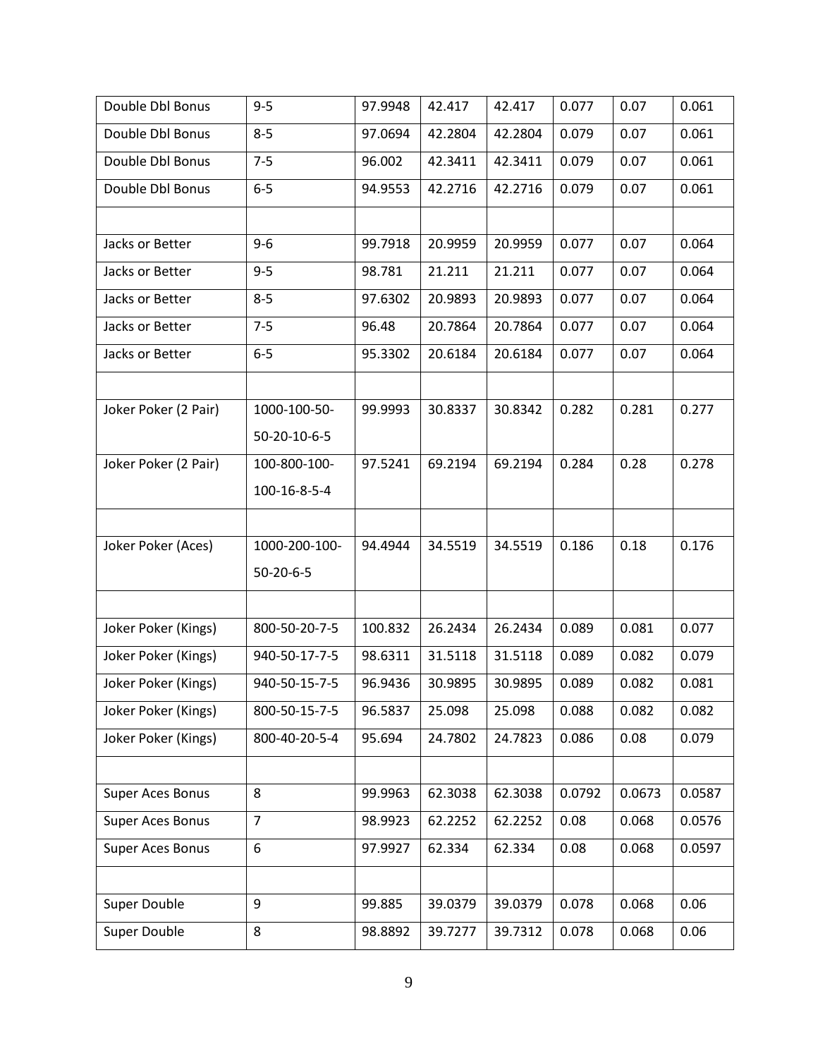| | | | | | | | |
|---|---|---|---|---|---|---|---|
| Double Dbl Bonus | 9-5 | 97.9948 | 42.417 | 42.417 | 0.077 | 0.07 | 0.061 |
| Double Dbl Bonus | 8-5 | 97.0694 | 42.2804 | 42.2804 | 0.079 | 0.07 | 0.061 |
| Double Dbl Bonus | 7-5 | 96.002 | 42.3411 | 42.3411 | 0.079 | 0.07 | 0.061 |
| Double Dbl Bonus | 6-5 | 94.9553 | 42.2716 | 42.2716 | 0.079 | 0.07 | 0.061 |
| | | | | | | | |
| Jacks or Better | 9-6 | 99.7918 | 20.9959 | 20.9959 | 0.077 | 0.07 | 0.064 |
| Jacks or Better | 9-5 | 98.781 | 21.211 | 21.211 | 0.077 | 0.07 | 0.064 |
| Jacks or Better | 8-5 | 97.6302 | 20.9893 | 20.9893 | 0.077 | 0.07 | 0.064 |
| Jacks or Better | 7-5 | 96.48 | 20.7864 | 20.7864 | 0.077 | 0.07 | 0.064 |
| Jacks or Better | 6-5 | 95.3302 | 20.6184 | 20.6184 | 0.077 | 0.07 | 0.064 |
| | | | | | | | |
| Joker Poker (2 Pair) | 1000-100-50-50-20-10-6-5 | 99.9993 | 30.8337 | 30.8342 | 0.282 | 0.281 | 0.277 |
| Joker Poker (2 Pair) | 100-800-100-100-16-8-5-4 | 97.5241 | 69.2194 | 69.2194 | 0.284 | 0.28 | 0.278 |
| | | | | | | | |
| Joker Poker (Aces) | 1000-200-100-50-20-6-5 | 94.4944 | 34.5519 | 34.5519 | 0.186 | 0.18 | 0.176 |
| | | | | | | | |
| Joker Poker (Kings) | 800-50-20-7-5 | 100.832 | 26.2434 | 26.2434 | 0.089 | 0.081 | 0.077 |
| Joker Poker (Kings) | 940-50-17-7-5 | 98.6311 | 31.5118 | 31.5118 | 0.089 | 0.082 | 0.079 |
| Joker Poker (Kings) | 940-50-15-7-5 | 96.9436 | 30.9895 | 30.9895 | 0.089 | 0.082 | 0.081 |
| Joker Poker (Kings) | 800-50-15-7-5 | 96.5837 | 25.098 | 25.098 | 0.088 | 0.082 | 0.082 |
| Joker Poker (Kings) | 800-40-20-5-4 | 95.694 | 24.7802 | 24.7823 | 0.086 | 0.08 | 0.079 |
| | | | | | | | |
| Super Aces Bonus | 8 | 99.9963 | 62.3038 | 62.3038 | 0.0792 | 0.0673 | 0.0587 |
| Super Aces Bonus | 7 | 98.9923 | 62.2252 | 62.2252 | 0.08 | 0.068 | 0.0576 |
| Super Aces Bonus | 6 | 97.9927 | 62.334 | 62.334 | 0.08 | 0.068 | 0.0597 |
| | | | | | | | |
| Super Double | 9 | 99.885 | 39.0379 | 39.0379 | 0.078 | 0.068 | 0.06 |
| Super Double | 8 | 98.8892 | 39.7277 | 39.7312 | 0.078 | 0.068 | 0.06 |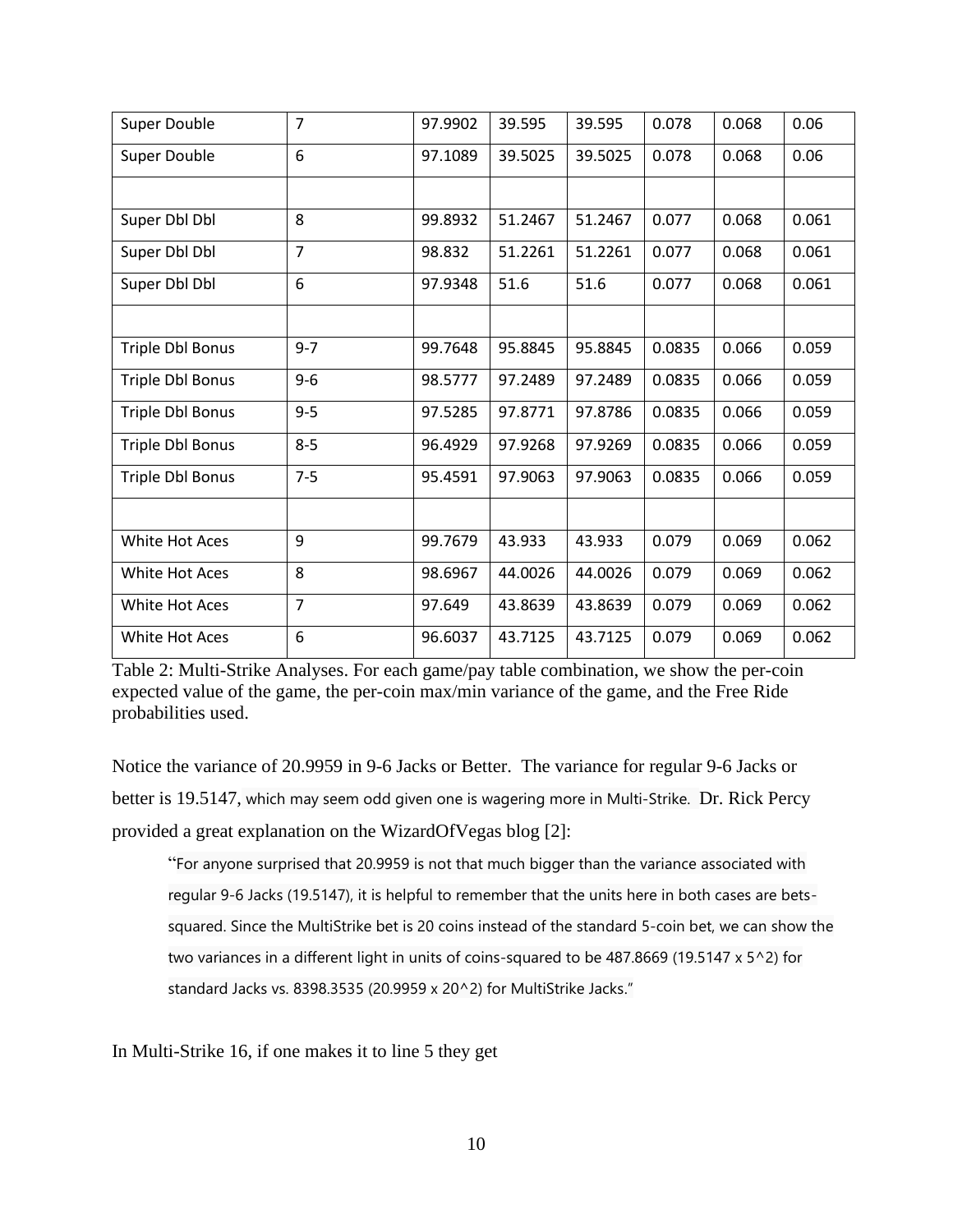| Super Double | 7 | 97.9902 | 39.595 | 39.595 | 0.078 | 0.068 | 0.06 |
|---|---|---|---|---|---|---|---|
| Super Double | 6 | 97.1089 | 39.5025 | 39.5025 | 0.078 | 0.068 | 0.06 |
| | | | | | | | |
| Super Dbl Dbl | 8 | 99.8932 | 51.2467 | 51.2467 | 0.077 | 0.068 | 0.061 |
| Super Dbl Dbl | 7 | 98.832 | 51.2261 | 51.2261 | 0.077 | 0.068 | 0.061 |
| Super Dbl Dbl | 6 | 97.9348 | 51.6 | 51.6 | 0.077 | 0.068 | 0.061 |
| | | | | | | | |
| Triple Dbl Bonus | 9-7 | 99.7648 | 95.8845 | 95.8845 | 0.0835 | 0.066 | 0.059 |
| Triple Dbl Bonus | 9-6 | 98.5777 | 97.2489 | 97.2489 | 0.0835 | 0.066 | 0.059 |
| Triple Dbl Bonus | 9-5 | 97.5285 | 97.8771 | 97.8786 | 0.0835 | 0.066 | 0.059 |
| Triple Dbl Bonus | 8-5 | 96.4929 | 97.9268 | 97.9269 | 0.0835 | 0.066 | 0.059 |
| Triple Dbl Bonus | 7-5 | 95.4591 | 97.9063 | 97.9063 | 0.0835 | 0.066 | 0.059 |
| | | | | | | | |
| White Hot Aces | 9 | 99.7679 | 43.933 | 43.933 | 0.079 | 0.069 | 0.062 |
| White Hot Aces | 8 | 98.6967 | 44.0026 | 44.0026 | 0.079 | 0.069 | 0.062 |
| White Hot Aces | 7 | 97.649 | 43.8639 | 43.8639 | 0.079 | 0.069 | 0.062 |
| White Hot Aces | 6 | 96.6037 | 43.7125 | 43.7125 | 0.079 | 0.069 | 0.062 |

Table 2: Multi-Strike Analyses. For each game/pay table combination, we show the per-coin expected value of the game, the per-coin max/min variance of the game, and the Free Ride probabilities used.

Notice the variance of 20.9959 in 9-6 Jacks or Better. The variance for regular 9-6 Jacks or better is 19.5147, which may seem odd given one is wagering more in Multi-Strike. Dr. Rick Percy provided a great explanation on the WizardOfVegas blog [2]:

> "For anyone surprised that 20.9959 is not that much bigger than the variance associated with regular 9-6 Jacks (19.5147), it is helpful to remember that the units here in both cases are bets-squared. Since the MultiStrike bet is 20 coins instead of the standard 5-coin bet, we can show the two variances in a different light in units of coins-squared to be 487.8669 (19.5147 x 5^2) for standard Jacks vs. 8398.3535 (20.9959 x 20^2) for MultiStrike Jacks."

In Multi-Strike 16, if one makes it to line 5 they get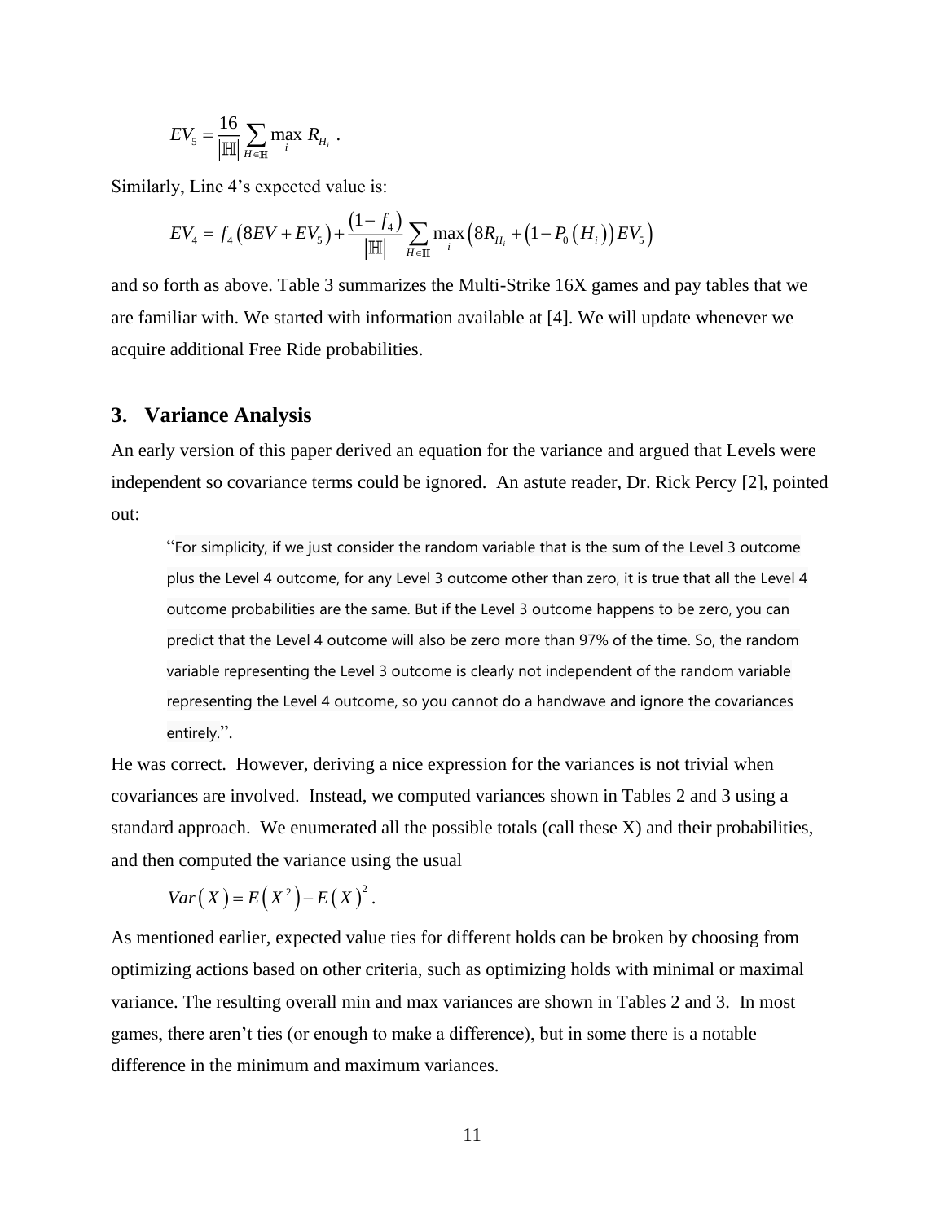$$EV_5 = \frac{16}{|\mathbb{H}|} \sum_{H \in \mathbb{H}} \max_i R_{H_i} \ .$$

Similarly, Line 4's expected value is:

$$EV_4 = f_4 \left( 8EV + EV_5 \right) + \frac{\left(1 - f_4\right)}{|\mathbb{H}|} \sum_{H \in \mathbb{H}} \max_i \left( 8R_{H_i} + \left(1 - P_0\left(H_i\right)\right) EV_5 \right)$$

and so forth as above. Table 3 summarizes the Multi-Strike 16X games and pay tables that we are familiar with. We started with information available at [4]. We will update whenever we acquire additional Free Ride probabilities.

## 3. Variance Analysis

An early version of this paper derived an equation for the variance and argued that Levels were independent so covariance terms could be ignored. An astute reader, Dr. Rick Percy [2], pointed out:

> "For simplicity, if we just consider the random variable that is the sum of the Level 3 outcome plus the Level 4 outcome, for any Level 3 outcome other than zero, it is true that all the Level 4 outcome probabilities are the same. But if the Level 3 outcome happens to be zero, you can predict that the Level 4 outcome will also be zero more than 97% of the time. So, the random variable representing the Level 3 outcome is clearly not independent of the random variable representing the Level 4 outcome, so you cannot do a handwave and ignore the covariances entirely.".

He was correct. However, deriving a nice expression for the variances is not trivial when covariances are involved. Instead, we computed variances shown in Tables 2 and 3 using a standard approach. We enumerated all the possible totals (call these X) and their probabilities, and then computed the variance using the usual

$$Var\left(X\right) = E\left(X^2\right) - E\left(X\right)^2 .$$

As mentioned earlier, expected value ties for different holds can be broken by choosing from optimizing actions based on other criteria, such as optimizing holds with minimal or maximal variance. The resulting overall min and max variances are shown in Tables 2 and 3. In most games, there aren't ties (or enough to make a difference), but in some there is a notable difference in the minimum and maximum variances.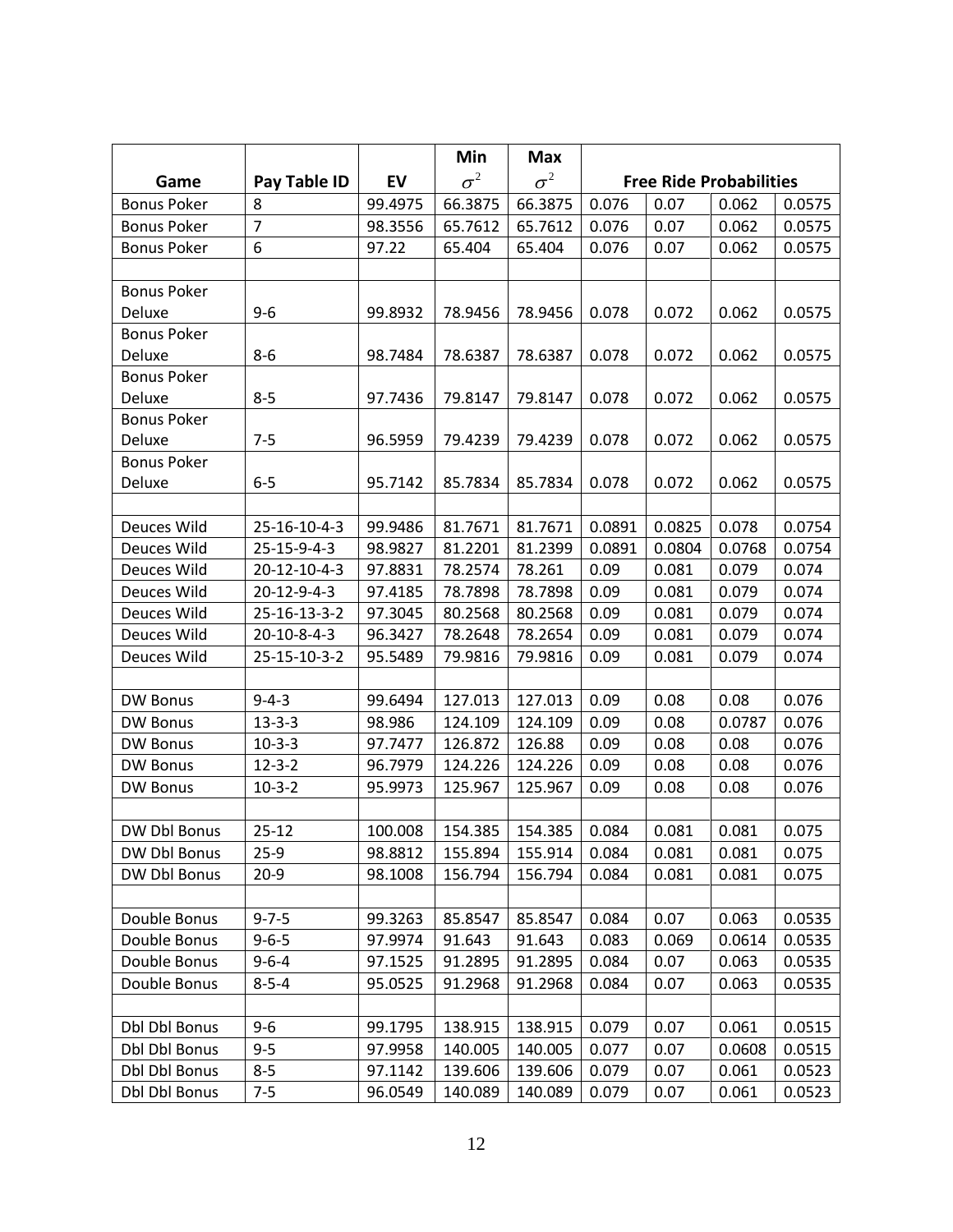| Game | Pay Table ID | EV | Min $\sigma^2$ | Max $\sigma^2$ | Free Ride Probabilities | | | |
|---|---|---|---|---|---|---|---|---|
| Bonus Poker | 8 | 99.4975 | 66.3875 | 66.3875 | 0.076 | 0.07 | 0.062 | 0.0575 |
| Bonus Poker | 7 | 98.3556 | 65.7612 | 65.7612 | 0.076 | 0.07 | 0.062 | 0.0575 |
| Bonus Poker | 6 | 97.22 | 65.404 | 65.404 | 0.076 | 0.07 | 0.062 | 0.0575 |
| | | | | | | | | |
| Bonus Poker Deluxe | 9-6 | 99.8932 | 78.9456 | 78.9456 | 0.078 | 0.072 | 0.062 | 0.0575 |
| Bonus Poker Deluxe | 8-6 | 98.7484 | 78.6387 | 78.6387 | 0.078 | 0.072 | 0.062 | 0.0575 |
| Bonus Poker Deluxe | 8-5 | 97.7436 | 79.8147 | 79.8147 | 0.078 | 0.072 | 0.062 | 0.0575 |
| Bonus Poker Deluxe | 7-5 | 96.5959 | 79.4239 | 79.4239 | 0.078 | 0.072 | 0.062 | 0.0575 |
| Bonus Poker Deluxe | 6-5 | 95.7142 | 85.7834 | 85.7834 | 0.078 | 0.072 | 0.062 | 0.0575 |
| | | | | | | | | |
| Deuces Wild | 25-16-10-4-3 | 99.9486 | 81.7671 | 81.7671 | 0.0891 | 0.0825 | 0.078 | 0.0754 |
| Deuces Wild | 25-15-9-4-3 | 98.9827 | 81.2201 | 81.2399 | 0.0891 | 0.0804 | 0.0768 | 0.0754 |
| Deuces Wild | 20-12-10-4-3 | 97.8831 | 78.2574 | 78.261 | 0.09 | 0.081 | 0.079 | 0.074 |
| Deuces Wild | 20-12-9-4-3 | 97.4185 | 78.7898 | 78.7898 | 0.09 | 0.081 | 0.079 | 0.074 |
| Deuces Wild | 25-16-13-3-2 | 97.3045 | 80.2568 | 80.2568 | 0.09 | 0.081 | 0.079 | 0.074 |
| Deuces Wild | 20-10-8-4-3 | 96.3427 | 78.2648 | 78.2654 | 0.09 | 0.081 | 0.079 | 0.074 |
| Deuces Wild | 25-15-10-3-2 | 95.5489 | 79.9816 | 79.9816 | 0.09 | 0.081 | 0.079 | 0.074 |
| | | | | | | | | |
| DW Bonus | 9-4-3 | 99.6494 | 127.013 | 127.013 | 0.09 | 0.08 | 0.08 | 0.076 |
| DW Bonus | 13-3-3 | 98.986 | 124.109 | 124.109 | 0.09 | 0.08 | 0.0787 | 0.076 |
| DW Bonus | 10-3-3 | 97.7477 | 126.872 | 126.88 | 0.09 | 0.08 | 0.08 | 0.076 |
| DW Bonus | 12-3-2 | 96.7979 | 124.226 | 124.226 | 0.09 | 0.08 | 0.08 | 0.076 |
| DW Bonus | 10-3-2 | 95.9973 | 125.967 | 125.967 | 0.09 | 0.08 | 0.08 | 0.076 |
| | | | | | | | | |
| DW Dbl Bonus | 25-12 | 100.008 | 154.385 | 154.385 | 0.084 | 0.081 | 0.081 | 0.075 |
| DW Dbl Bonus | 25-9 | 98.8812 | 155.894 | 155.914 | 0.084 | 0.081 | 0.081 | 0.075 |
| DW Dbl Bonus | 20-9 | 98.1008 | 156.794 | 156.794 | 0.084 | 0.081 | 0.081 | 0.075 |
| | | | | | | | | |
| Double Bonus | 9-7-5 | 99.3263 | 85.8547 | 85.8547 | 0.084 | 0.07 | 0.063 | 0.0535 |
| Double Bonus | 9-6-5 | 97.9974 | 91.643 | 91.643 | 0.083 | 0.069 | 0.0614 | 0.0535 |
| Double Bonus | 9-6-4 | 97.1525 | 91.2895 | 91.2895 | 0.084 | 0.07 | 0.063 | 0.0535 |
| Double Bonus | 8-5-4 | 95.0525 | 91.2968 | 91.2968 | 0.084 | 0.07 | 0.063 | 0.0535 |
| | | | | | | | | |
| Dbl Dbl Bonus | 9-6 | 99.1795 | 138.915 | 138.915 | 0.079 | 0.07 | 0.061 | 0.0515 |
| Dbl Dbl Bonus | 9-5 | 97.9958 | 140.005 | 140.005 | 0.077 | 0.07 | 0.0608 | 0.0515 |
| Dbl Dbl Bonus | 8-5 | 97.1142 | 139.606 | 139.606 | 0.079 | 0.07 | 0.061 | 0.0523 |
| Dbl Dbl Bonus | 7-5 | 96.0549 | 140.089 | 140.089 | 0.079 | 0.07 | 0.061 | 0.0523 |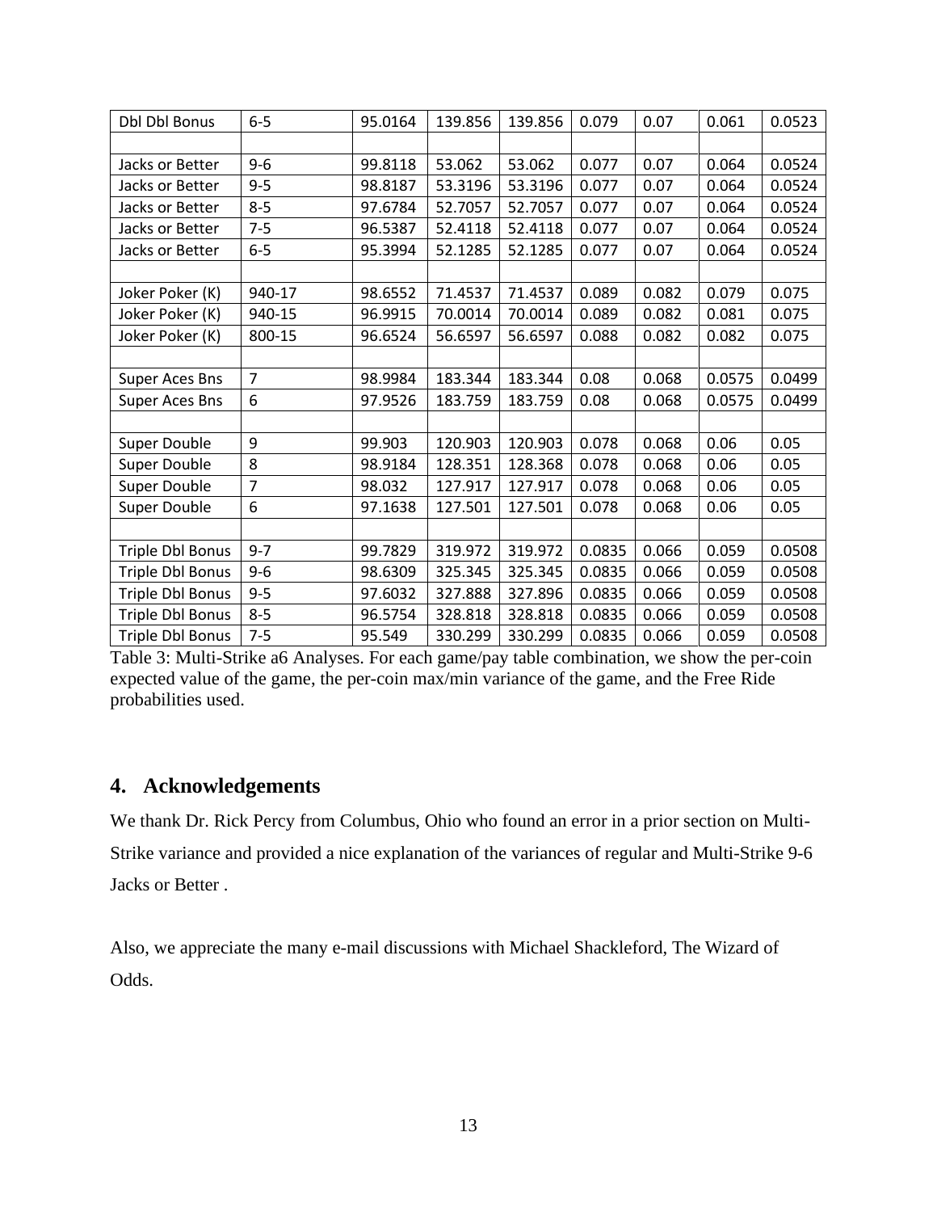| Dbl Dbl Bonus | 6-5 | 95.0164 | 139.856 | 139.856 | 0.079 | 0.07 | 0.061 | 0.0523 |
|---|---|---|---|---|---|---|---|---|
| | | | | | | | | |
| Jacks or Better | 9-6 | 99.8118 | 53.062 | 53.062 | 0.077 | 0.07 | 0.064 | 0.0524 |
| Jacks or Better | 9-5 | 98.8187 | 53.3196 | 53.3196 | 0.077 | 0.07 | 0.064 | 0.0524 |
| Jacks or Better | 8-5 | 97.6784 | 52.7057 | 52.7057 | 0.077 | 0.07 | 0.064 | 0.0524 |
| Jacks or Better | 7-5 | 96.5387 | 52.4118 | 52.4118 | 0.077 | 0.07 | 0.064 | 0.0524 |
| Jacks or Better | 6-5 | 95.3994 | 52.1285 | 52.1285 | 0.077 | 0.07 | 0.064 | 0.0524 |
| | | | | | | | | |
| Joker Poker (K) | 940-17 | 98.6552 | 71.4537 | 71.4537 | 0.089 | 0.082 | 0.079 | 0.075 |
| Joker Poker (K) | 940-15 | 96.9915 | 70.0014 | 70.0014 | 0.089 | 0.082 | 0.081 | 0.075 |
| Joker Poker (K) | 800-15 | 96.6524 | 56.6597 | 56.6597 | 0.088 | 0.082 | 0.082 | 0.075 |
| | | | | | | | | |
| Super Aces Bns | 7 | 98.9984 | 183.344 | 183.344 | 0.08 | 0.068 | 0.0575 | 0.0499 |
| Super Aces Bns | 6 | 97.9526 | 183.759 | 183.759 | 0.08 | 0.068 | 0.0575 | 0.0499 |
| | | | | | | | | |
| Super Double | 9 | 99.903 | 120.903 | 120.903 | 0.078 | 0.068 | 0.06 | 0.05 |
| Super Double | 8 | 98.9184 | 128.351 | 128.368 | 0.078 | 0.068 | 0.06 | 0.05 |
| Super Double | 7 | 98.032 | 127.917 | 127.917 | 0.078 | 0.068 | 0.06 | 0.05 |
| Super Double | 6 | 97.1638 | 127.501 | 127.501 | 0.078 | 0.068 | 0.06 | 0.05 |
| | | | | | | | | |
| Triple Dbl Bonus | 9-7 | 99.7829 | 319.972 | 319.972 | 0.0835 | 0.066 | 0.059 | 0.0508 |
| Triple Dbl Bonus | 9-6 | 98.6309 | 325.345 | 325.345 | 0.0835 | 0.066 | 0.059 | 0.0508 |
| Triple Dbl Bonus | 9-5 | 97.6032 | 327.888 | 327.896 | 0.0835 | 0.066 | 0.059 | 0.0508 |
| Triple Dbl Bonus | 8-5 | 96.5754 | 328.818 | 328.818 | 0.0835 | 0.066 | 0.059 | 0.0508 |
| Triple Dbl Bonus | 7-5 | 95.549 | 330.299 | 330.299 | 0.0835 | 0.066 | 0.059 | 0.0508 |

Table 3: Multi-Strike a6 Analyses. For each game/pay table combination, we show the per-coin expected value of the game, the per-coin max/min variance of the game, and the Free Ride probabilities used.

## 4. Acknowledgements

We thank Dr. Rick Percy from Columbus, Ohio who found an error in a prior section on Multi-Strike variance and provided a nice explanation of the variances of regular and Multi-Strike 9-6 Jacks or Better .

Also, we appreciate the many e-mail discussions with Michael Shackleford, The Wizard of Odds.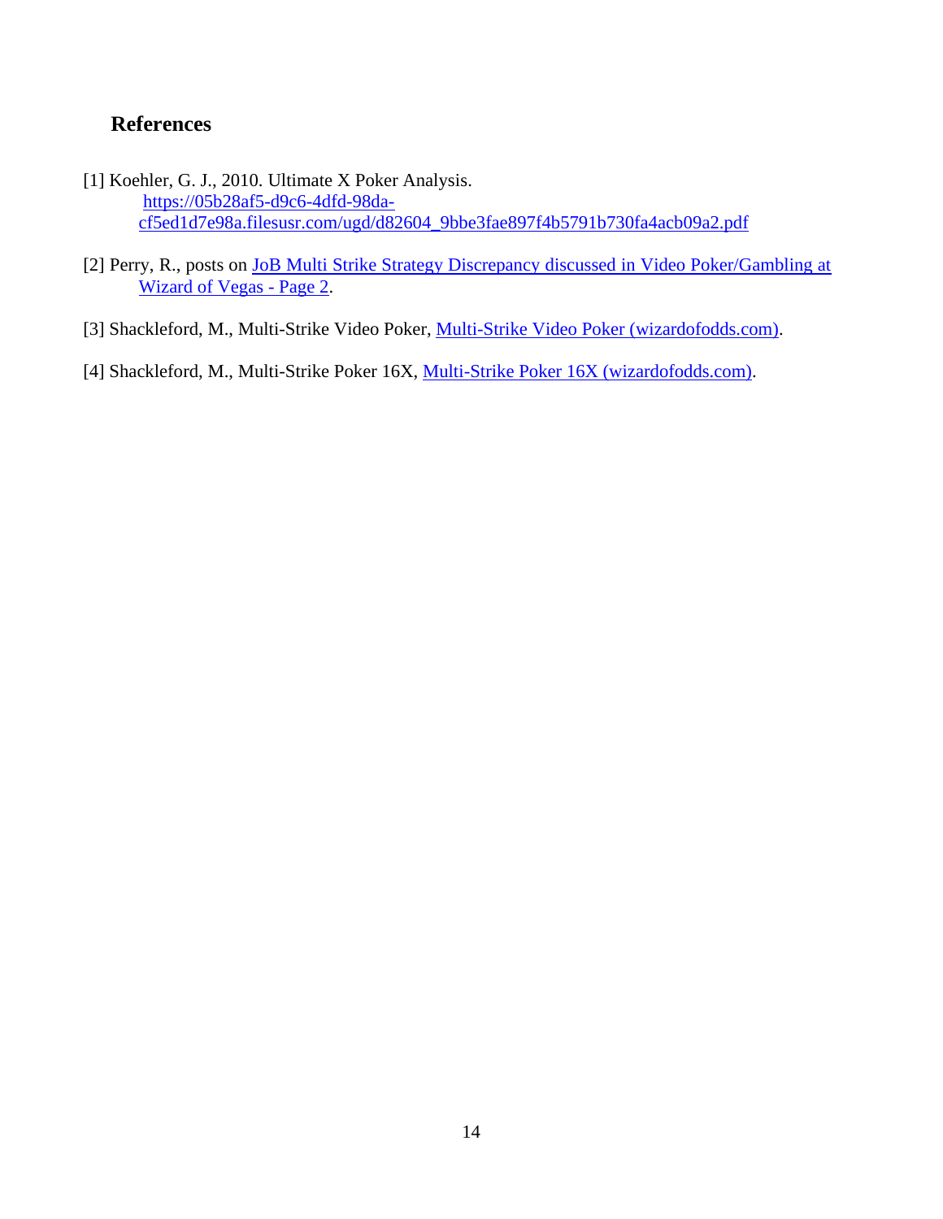## References

[1] Koehler, G. J., 2010. Ultimate X Poker Analysis. https://05b28af5-d9c6-4dfd-98da-cf5ed1d7e98a.filesusr.com/ugd/d82604_9bbe3fae897f4b5791b730fa4acb09a2.pdf

[2] Perry, R., posts on JoB Multi Strike Strategy Discrepancy discussed in Video Poker/Gambling at Wizard of Vegas - Page 2.

[3] Shackleford, M., Multi-Strike Video Poker, Multi-Strike Video Poker (wizardofodds.com).

[4] Shackleford, M., Multi-Strike Poker 16X, Multi-Strike Poker 16X (wizardofodds.com).